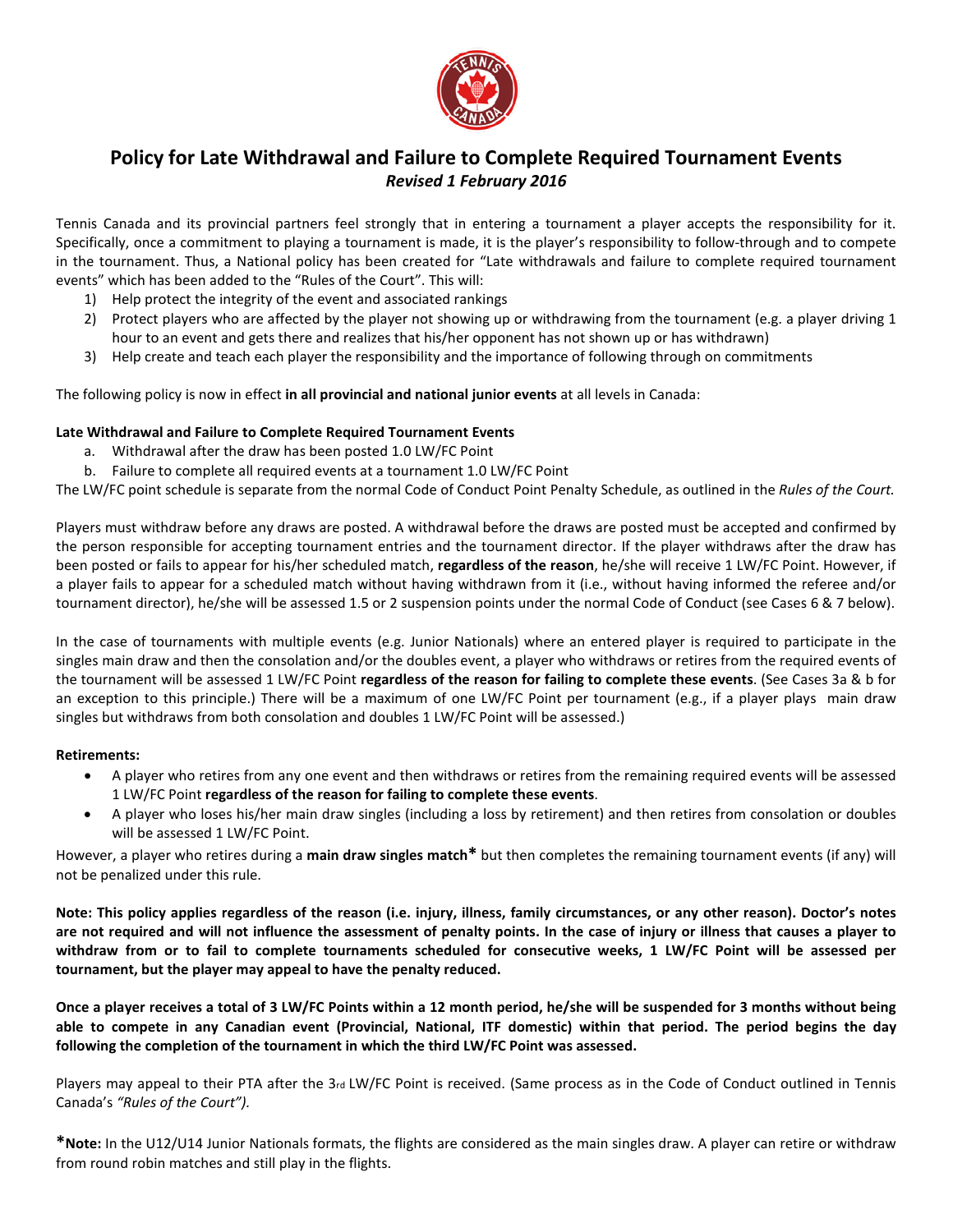# Policy for Late Withdrawal and Failure to Complete Required Tournament Events

***Revised 1 February 2016***

Tennis Canada and its provincial partners feel strongly that in entering a tournament a player accepts the responsibility for it. Specifically, once a commitment to playing a tournament is made, it is the player's responsibility to follow-through and to compete in the tournament. Thus, a National policy has been created for "Late withdrawals and failure to complete required tournament events" which has been added to the "Rules of the Court". This will:

1) Help protect the integrity of the event and associated rankings
2) Protect players who are affected by the player not showing up or withdrawing from the tournament (e.g. a player driving 1 hour to an event and gets there and realizes that his/her opponent has not shown up or has withdrawn)
3) Help create and teach each player the responsibility and the importance of following through on commitments

The following policy is now in effect **in all provincial and national junior events** at all levels in Canada:

**Late Withdrawal and Failure to Complete Required Tournament Events**

a. Withdrawal after the draw has been posted 1.0 LW/FC Point
b. Failure to complete all required events at a tournament 1.0 LW/FC Point

The LW/FC point schedule is separate from the normal Code of Conduct Point Penalty Schedule, as outlined in the *Rules of the Court.*

Players must withdraw before any draws are posted. A withdrawal before the draws are posted must be accepted and confirmed by the person responsible for accepting tournament entries and the tournament director. If the player withdraws after the draw has been posted or fails to appear for his/her scheduled match, **regardless of the reason**, he/she will receive 1 LW/FC Point. However, if a player fails to appear for a scheduled match without having withdrawn from it (i.e., without having informed the referee and/or tournament director), he/she will be assessed 1.5 or 2 suspension points under the normal Code of Conduct (see Cases 6 & 7 below).

In the case of tournaments with multiple events (e.g. Junior Nationals) where an entered player is required to participate in the singles main draw and then the consolation and/or the doubles event, a player who withdraws or retires from the required events of the tournament will be assessed 1 LW/FC Point **regardless of the reason for failing to complete these events**. (See Cases 3a & b for an exception to this principle.) There will be a maximum of one LW/FC Point per tournament (e.g., if a player plays main draw singles but withdraws from both consolation and doubles 1 LW/FC Point will be assessed.)

**Retirements:**

- A player who retires from any one event and then withdraws or retires from the remaining required events will be assessed 1 LW/FC Point **regardless of the reason for failing to complete these events**.
- A player who loses his/her main draw singles (including a loss by retirement) and then retires from consolation or doubles will be assessed 1 LW/FC Point.

However, a player who retires during a **main draw singles match*** but then completes the remaining tournament events (if any) will not be penalized under this rule.

**Note: This policy applies regardless of the reason (i.e. injury, illness, family circumstances, or any other reason). Doctor's notes are not required and will not influence the assessment of penalty points. In the case of injury or illness that causes a player to withdraw from or to fail to complete tournaments scheduled for consecutive weeks, 1 LW/FC Point will be assessed per tournament, but the player may appeal to have the penalty reduced.**

**Once a player receives a total of 3 LW/FC Points within a 12 month period, he/she will be suspended for 3 months without being able to compete in any Canadian event (Provincial, National, ITF domestic) within that period. The period begins the day following the completion of the tournament in which the third LW/FC Point was assessed.**

Players may appeal to their PTA after the 3rd LW/FC Point is received. (Same process as in the Code of Conduct outlined in Tennis Canada's *"Rules of the Court").*

***Note:** In the U12/U14 Junior Nationals formats, the flights are considered as the main singles draw. A player can retire or withdraw from round robin matches and still play in the flights.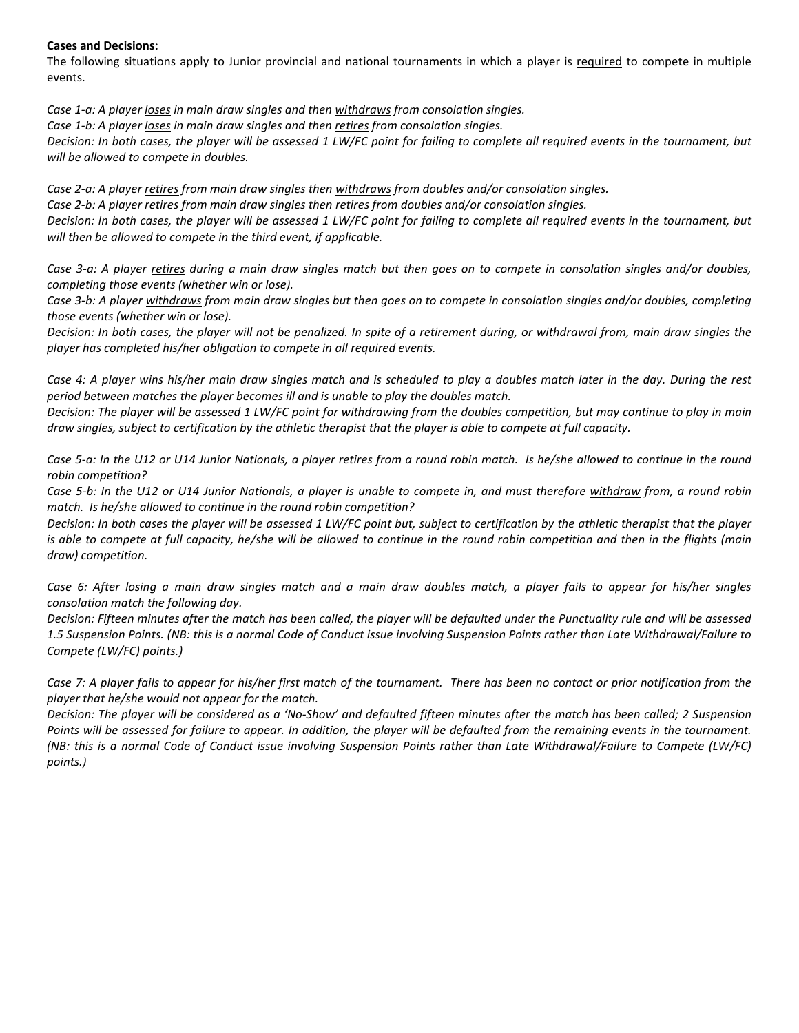**Cases and Decisions:**

The following situations apply to Junior provincial and national tournaments in which a player is <u>required</u> to compete in multiple events.

*Case 1-a: A player <u>loses</u> in main draw singles and then <u>withdraws</u> from consolation singles.*
*Case 1-b: A player <u>loses</u> in main draw singles and then <u>retires</u> from consolation singles.*
*Decision: In both cases, the player will be assessed 1 LW/FC point for failing to complete all required events in the tournament, but will be allowed to compete in doubles.*

*Case 2-a: A player <u>retires</u> from main draw singles then <u>withdraws</u> from doubles and/or consolation singles.*
*Case 2-b: A player <u>retires</u> from main draw singles then <u>retires</u> from doubles and/or consolation singles.*
*Decision: In both cases, the player will be assessed 1 LW/FC point for failing to complete all required events in the tournament, but will then be allowed to compete in the third event, if applicable.*

*Case 3-a: A player <u>retires</u> during a main draw singles match but then goes on to compete in consolation singles and/or doubles, completing those events (whether win or lose).*
*Case 3-b: A player <u>withdraws</u> from main draw singles but then goes on to compete in consolation singles and/or doubles, completing those events (whether win or lose).*
*Decision: In both cases, the player will not be penalized. In spite of a retirement during, or withdrawal from, main draw singles the player has completed his/her obligation to compete in all required events.*

*Case 4: A player wins his/her main draw singles match and is scheduled to play a doubles match later in the day. During the rest period between matches the player becomes ill and is unable to play the doubles match.*
*Decision: The player will be assessed 1 LW/FC point for withdrawing from the doubles competition, but may continue to play in main draw singles, subject to certification by the athletic therapist that the player is able to compete at full capacity.*

*Case 5-a: In the U12 or U14 Junior Nationals, a player <u>retires</u> from a round robin match. Is he/she allowed to continue in the round robin competition?*
*Case 5-b: In the U12 or U14 Junior Nationals, a player is unable to compete in, and must therefore <u>withdraw</u> from, a round robin match. Is he/she allowed to continue in the round robin competition?*
*Decision: In both cases the player will be assessed 1 LW/FC point but, subject to certification by the athletic therapist that the player is able to compete at full capacity, he/she will be allowed to continue in the round robin competition and then in the flights (main draw) competition.*

*Case 6: After losing a main draw singles match and a main draw doubles match, a player fails to appear for his/her singles consolation match the following day.*
*Decision: Fifteen minutes after the match has been called, the player will be defaulted under the Punctuality rule and will be assessed 1.5 Suspension Points. (NB: this is a normal Code of Conduct issue involving Suspension Points rather than Late Withdrawal/Failure to Compete (LW/FC) points.)*

*Case 7: A player fails to appear for his/her first match of the tournament. There has been no contact or prior notification from the player that he/she would not appear for the match.*
*Decision: The player will be considered as a 'No-Show' and defaulted fifteen minutes after the match has been called; 2 Suspension Points will be assessed for failure to appear. In addition, the player will be defaulted from the remaining events in the tournament. (NB: this is a normal Code of Conduct issue involving Suspension Points rather than Late Withdrawal/Failure to Compete (LW/FC) points.)*